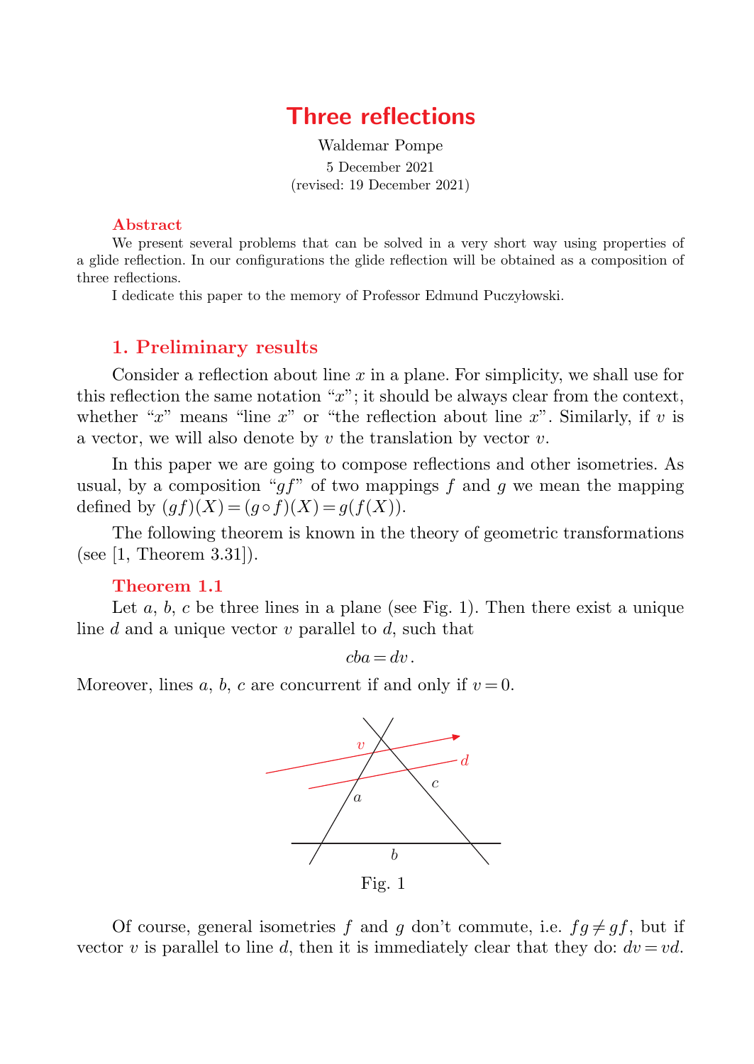# Three reflections

Waldemar Pompe

5 December 2021
(revised: 19 December 2021)

### Abstract

We present several problems that can be solved in a very short way using properties of a glide reflection. In our configurations the glide reflection will be obtained as a composition of three reflections.

I dedicate this paper to the memory of Professor Edmund Puczyłowski.

## 1. Preliminary results

Consider a reflection about line $x$ in a plane. For simplicity, we shall use for this reflection the same notation "$x$"; it should be always clear from the context, whether "$x$" means "line $x$" or "the reflection about line $x$". Similarly, if $v$ is a vector, we will also denote by $v$ the translation by vector $v$.

In this paper we are going to compose reflections and other isometries. As usual, by a composition "$gf$" of two mappings $f$ and $g$ we mean the mapping defined by $(gf)(X) = (g \circ f)(X) = g(f(X))$.

The following theorem is known in the theory of geometric transformations (see [1, Theorem 3.31]).

### Theorem 1.1

Let $a$, $b$, $c$ be three lines in a plane (see Fig. 1). Then there exist a unique line $d$ and a unique vector $v$ parallel to $d$, such that

$$cba = dv.$$

Moreover, lines $a$, $b$, $c$ are concurrent if and only if $v = 0$.

Fig. 1

Of course, general isometries $f$ and $g$ don't commute, i.e. $fg \neq gf$, but if vector $v$ is parallel to line $d$, then it is immediately clear that they do: $dv = vd$.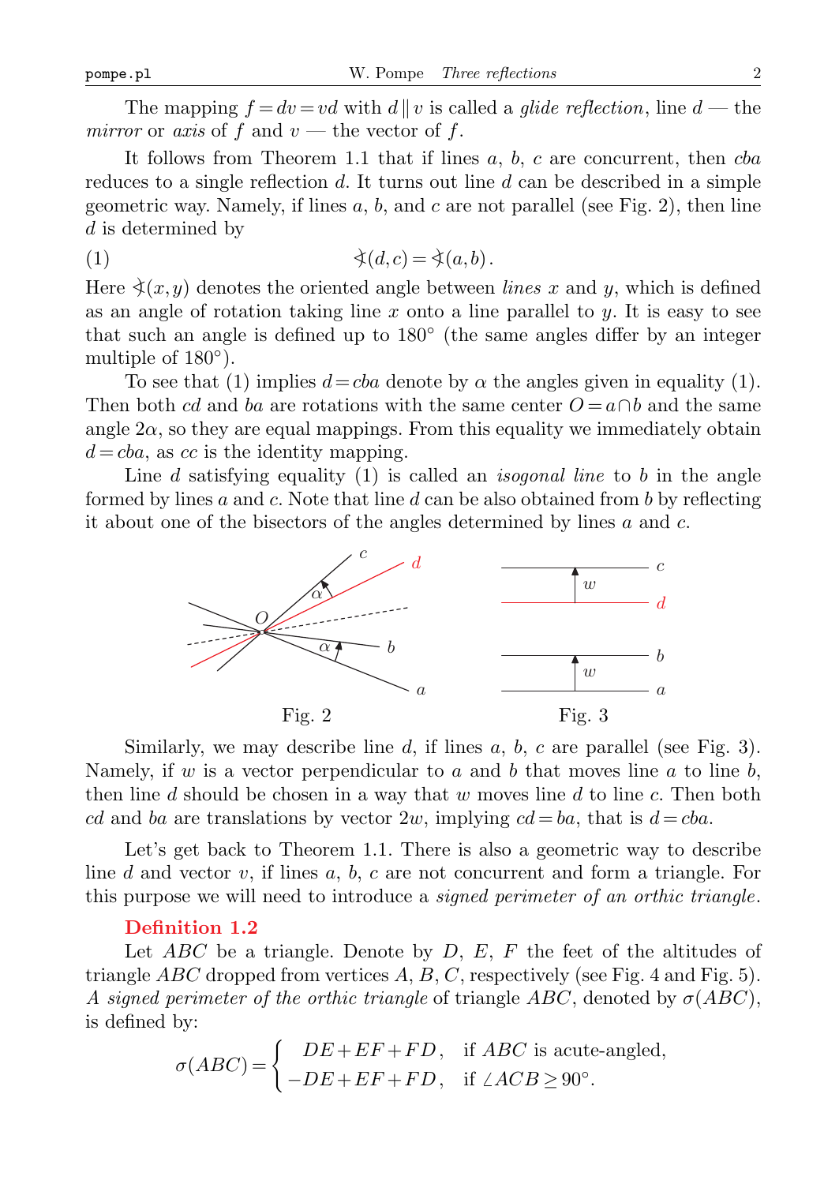The mapping $f = dv = vd$ with $d \parallel v$ is called a *glide reflection*, line $d$ — the *mirror* or *axis* of $f$ and $v$ — the vector of $f$.

It follows from Theorem 1.1 that if lines $a$, $b$, $c$ are concurrent, then $cba$ reduces to a single reflection $d$. It turns out line $d$ can be described in a simple geometric way. Namely, if lines $a$, $b$, and $c$ are not parallel (see Fig. 2), then line $d$ is determined by

$$\sphericalangle(d,c) = \sphericalangle(a,b). \tag{1}$$

Here $\sphericalangle(x,y)$ denotes the oriented angle between *lines* $x$ and $y$, which is defined as an angle of rotation taking line $x$ onto a line parallel to $y$. It is easy to see that such an angle is defined up to $180°$ (the same angles differ by an integer multiple of $180°$).

To see that (1) implies $d = cba$ denote by $\alpha$ the angles given in equality (1). Then both $cd$ and $ba$ are rotations with the same center $O = a \cap b$ and the same angle $2\alpha$, so they are equal mappings. From this equality we immediately obtain $d = cba$, as $cc$ is the identity mapping.

Line $d$ satisfying equality (1) is called an *isogonal line* to $b$ in the angle formed by lines $a$ and $c$. Note that line $d$ can be also obtained from $b$ by reflecting it about one of the bisectors of the angles determined by lines $a$ and $c$.

Fig. 2

Fig. 3

Similarly, we may describe line $d$, if lines $a$, $b$, $c$ are parallel (see Fig. 3). Namely, if $w$ is a vector perpendicular to $a$ and $b$ that moves line $a$ to line $b$, then line $d$ should be chosen in a way that $w$ moves line $d$ to line $c$. Then both $cd$ and $ba$ are translations by vector $2w$, implying $cd = ba$, that is $d = cba$.

Let's get back to Theorem 1.1. There is also a geometric way to describe line $d$ and vector $v$, if lines $a$, $b$, $c$ are not concurrent and form a triangle. For this purpose we will need to introduce a *signed perimeter of an orthic triangle*.

### Definition 1.2

Let $ABC$ be a triangle. Denote by $D$, $E$, $F$ the feet of the altitudes of triangle $ABC$ dropped from vertices $A$, $B$, $C$, respectively (see Fig. 4 and Fig. 5). *A signed perimeter of the orthic triangle* of triangle $ABC$, denoted by $\sigma(ABC)$, is defined by:

$$\sigma(ABC) = \begin{cases} DE + EF + FD, & \text{if } ABC \text{ is acute-angled,} \\ -DE + EF + FD, & \text{if } \angle ACB \geq 90°. \end{cases}$$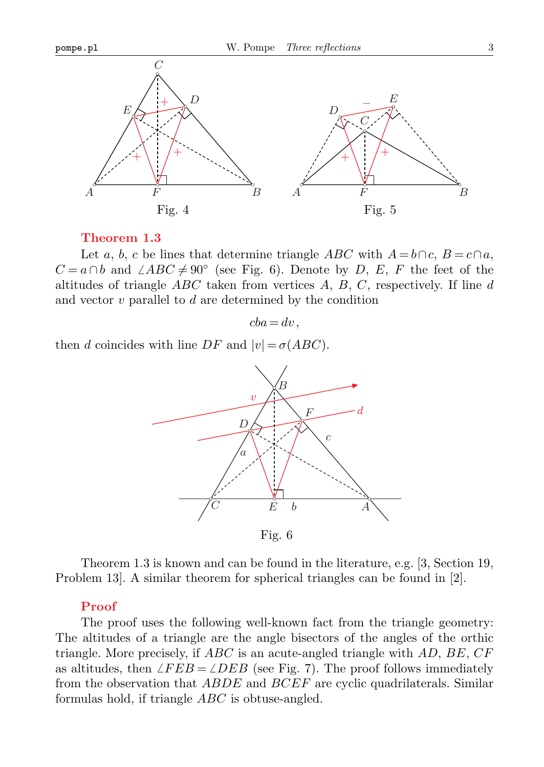Fig. 4

Fig. 5

**Theorem 1.3**

Let $a$, $b$, $c$ be lines that determine triangle $ABC$ with $A = b \cap c$, $B = c \cap a$, $C = a \cap b$ and $\angle ABC \neq 90^\circ$ (see Fig. 6). Denote by $D$, $E$, $F$ the feet of the altitudes of triangle $ABC$ taken from vertices $A$, $B$, $C$, respectively. If line $d$ and vector $v$ parallel to $d$ are determined by the condition

$$cba = dv\,,$$

then $d$ coincides with line $DF$ and $|v| = \sigma(ABC)$.

Fig. 6

Theorem 1.3 is known and can be found in the literature, e.g. [3, Section 19, Problem 13]. A similar theorem for spherical triangles can be found in [2].

**Proof**

The proof uses the following well-known fact from the triangle geometry: The altitudes of a triangle are the angle bisectors of the angles of the orthic triangle. More precisely, if $ABC$ is an acute-angled triangle with $AD$, $BE$, $CF$ as altitudes, then $\angle FEB = \angle DEB$ (see Fig. 7). The proof follows immediately from the observation that $ABDE$ and $BCEF$ are cyclic quadrilaterals. Similar formulas hold, if triangle $ABC$ is obtuse-angled.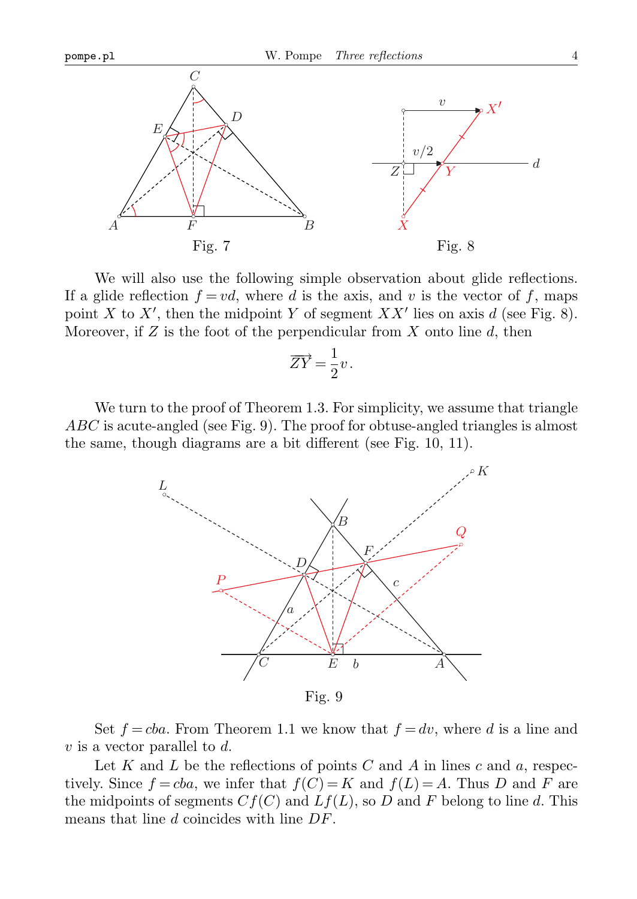Fig. 7

Fig. 8

We will also use the following simple observation about glide reflections. If a glide reflection $f = vd$, where $d$ is the axis, and $v$ is the vector of $f$, maps point $X$ to $X'$, then the midpoint $Y$ of segment $XX'$ lies on axis $d$ (see Fig. 8). Moreover, if $Z$ is the foot of the perpendicular from $X$ onto line $d$, then

$$\overrightarrow{ZY} = \frac{1}{2}v.$$

We turn to the proof of Theorem 1.3. For simplicity, we assume that triangle $ABC$ is acute-angled (see Fig. 9). The proof for obtuse-angled triangles is almost the same, though diagrams are a bit different (see Fig. 10, 11).

Fig. 9

Set $f = cba$. From Theorem 1.1 we know that $f = dv$, where $d$ is a line and $v$ is a vector parallel to $d$.

Let $K$ and $L$ be the reflections of points $C$ and $A$ in lines $c$ and $a$, respectively. Since $f = cba$, we infer that $f(C) = K$ and $f(L) = A$. Thus $D$ and $F$ are the midpoints of segments $Cf(C)$ and $Lf(L)$, so $D$ and $F$ belong to line $d$. This means that line $d$ coincides with line $DF$.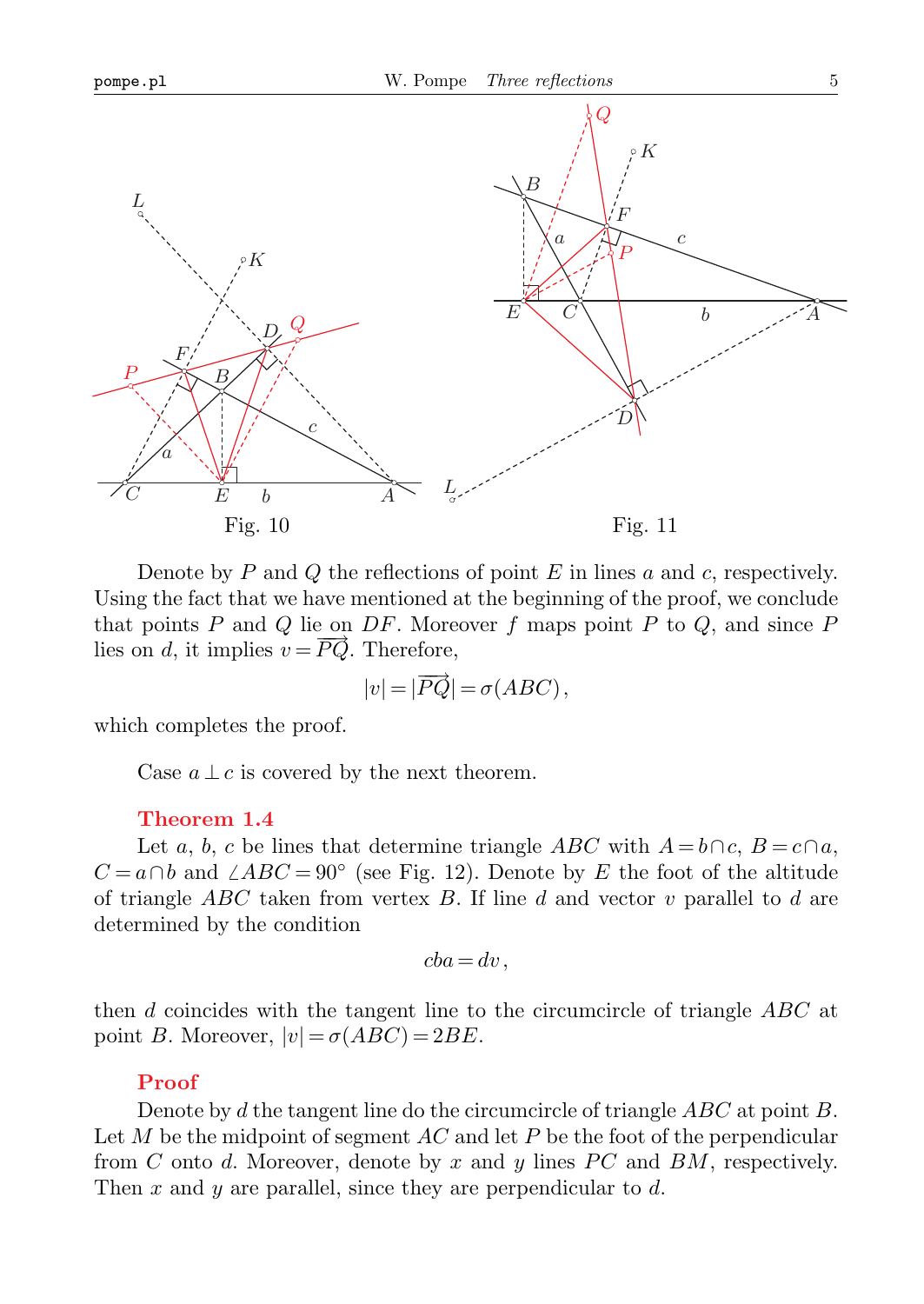Fig. 10

Fig. 11

Denote by $P$ and $Q$ the reflections of point $E$ in lines $a$ and $c$, respectively. Using the fact that we have mentioned at the beginning of the proof, we conclude that points $P$ and $Q$ lie on $DF$. Moreover $f$ maps point $P$ to $Q$, and since $P$ lies on $d$, it implies $v = \overrightarrow{PQ}$. Therefore,

$$|v| = |\overrightarrow{PQ}| = \sigma(ABC),$$

which completes the proof.

Case $a \perp c$ is covered by the next theorem.

**Theorem 1.4**

Let $a$, $b$, $c$ be lines that determine triangle $ABC$ with $A = b \cap c$, $B = c \cap a$, $C = a \cap b$ and $\angle ABC = 90°$ (see Fig. 12). Denote by $E$ the foot of the altitude of triangle $ABC$ taken from vertex $B$. If line $d$ and vector $v$ parallel to $d$ are determined by the condition

$$cba = dv,$$

then $d$ coincides with the tangent line to the circumcircle of triangle $ABC$ at point $B$. Moreover, $|v| = \sigma(ABC) = 2BE$.

**Proof**

Denote by $d$ the tangent line do the circumcircle of triangle $ABC$ at point $B$. Let $M$ be the midpoint of segment $AC$ and let $P$ be the foot of the perpendicular from $C$ onto $d$. Moreover, denote by $x$ and $y$ lines $PC$ and $BM$, respectively. Then $x$ and $y$ are parallel, since they are perpendicular to $d$.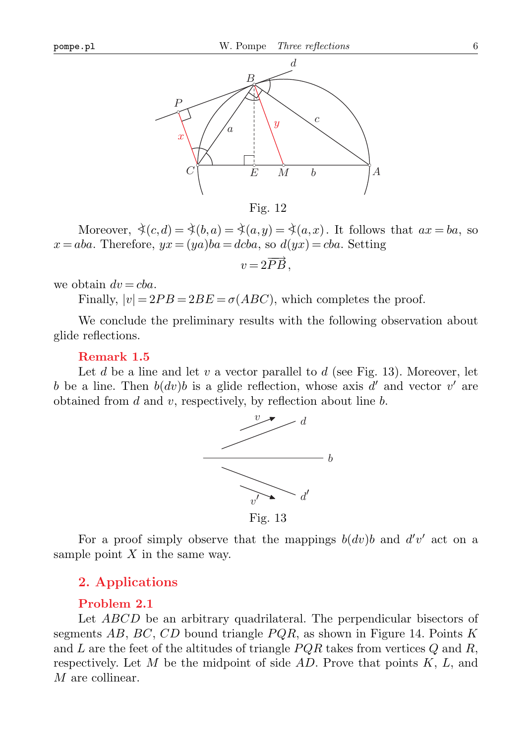Fig. 12

Moreover, $\sphericalangle(c,d) = \sphericalangle(b,a) = \sphericalangle(a,y) = \sphericalangle(a,x)$. It follows that $ax = ba$, so $x = aba$. Therefore, $yx = (ya)ba = dcba$, so $d(yx) = cba$. Setting

$$v = 2\overrightarrow{PB},$$

we obtain $dv = cba$.

Finally, $|v| = 2PB = 2BE = \sigma(ABC)$, which completes the proof.

We conclude the preliminary results with the following observation about glide reflections.

**Remark 1.5**

Let $d$ be a line and let $v$ a vector parallel to $d$ (see Fig. 13). Moreover, let $b$ be a line. Then $b(dv)b$ is a glide reflection, whose axis $d'$ and vector $v'$ are obtained from $d$ and $v$, respectively, by reflection about line $b$.

Fig. 13

For a proof simply observe that the mappings $b(dv)b$ and $d'v'$ act on a sample point $X$ in the same way.

## 2. Applications

**Problem 2.1**

Let $ABCD$ be an arbitrary quadrilateral. The perpendicular bisectors of segments $AB$, $BC$, $CD$ bound triangle $PQR$, as shown in Figure 14. Points $K$ and $L$ are the feet of the altitudes of triangle $PQR$ takes from vertices $Q$ and $R$, respectively. Let $M$ be the midpoint of side $AD$. Prove that points $K$, $L$, and $M$ are collinear.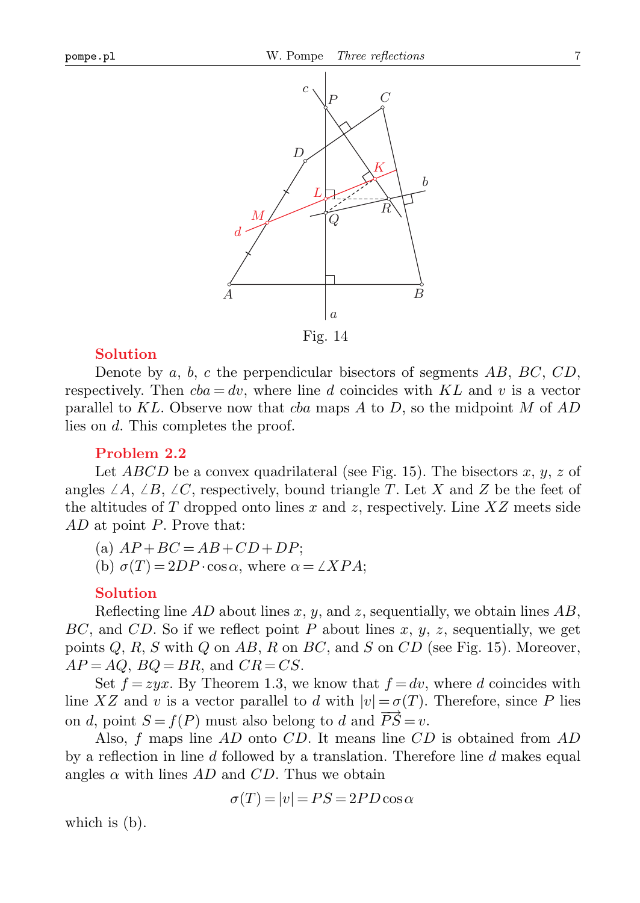Fig. 14

### Solution

Denote by $a$, $b$, $c$ the perpendicular bisectors of segments $AB$, $BC$, $CD$, respectively. Then $cba = dv$, where line $d$ coincides with $KL$ and $v$ is a vector parallel to $KL$. Observe now that $cba$ maps $A$ to $D$, so the midpoint $M$ of $AD$ lies on $d$. This completes the proof.

### Problem 2.2

Let $ABCD$ be a convex quadrilateral (see Fig. 15). The bisectors $x$, $y$, $z$ of angles $\angle A$, $\angle B$, $\angle C$, respectively, bound triangle $T$. Let $X$ and $Z$ be the feet of the altitudes of $T$ dropped onto lines $x$ and $z$, respectively. Line $XZ$ meets side $AD$ at point $P$. Prove that:

(a) $AP + BC = AB + CD + DP$;
(b) $\sigma(T) = 2DP \cdot \cos\alpha$, where $\alpha = \angle XPA$;

### Solution

Reflecting line $AD$ about lines $x$, $y$, and $z$, sequentially, we obtain lines $AB$, $BC$, and $CD$. So if we reflect point $P$ about lines $x$, $y$, $z$, sequentially, we get points $Q$, $R$, $S$ with $Q$ on $AB$, $R$ on $BC$, and $S$ on $CD$ (see Fig. 15). Moreover, $AP = AQ$, $BQ = BR$, and $CR = CS$.

Set $f = zyx$. By Theorem 1.3, we know that $f = dv$, where $d$ coincides with line $XZ$ and $v$ is a vector parallel to $d$ with $|v| = \sigma(T)$. Therefore, since $P$ lies on $d$, point $S = f(P)$ must also belong to $d$ and $\overrightarrow{PS} = v$.

Also, $f$ maps line $AD$ onto $CD$. It means line $CD$ is obtained from $AD$ by a reflection in line $d$ followed by a translation. Therefore line $d$ makes equal angles $\alpha$ with lines $AD$ and $CD$. Thus we obtain

$$\sigma(T) = |v| = PS = 2PD\cos\alpha$$

which is (b).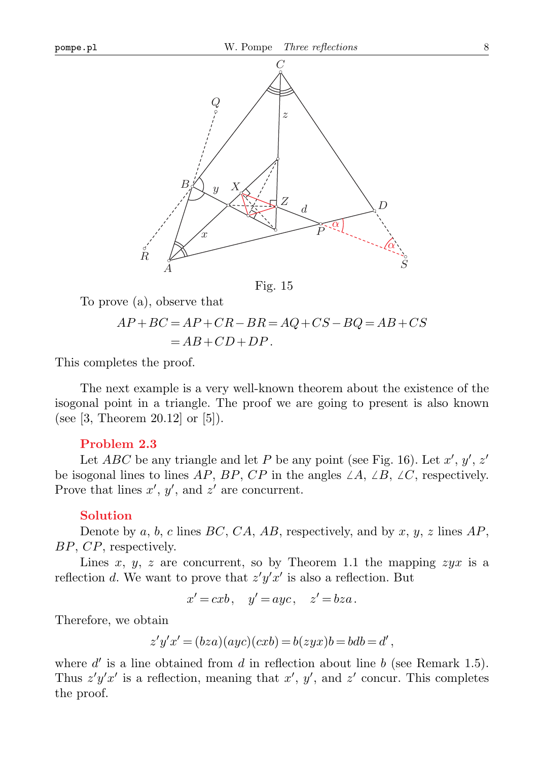Fig. 15

To prove (a), observe that

$$AP + BC = AP + CR - BR = AQ + CS - BQ = AB + CS$$
$$= AB + CD + DP.$$

This completes the proof.

The next example is a very well-known theorem about the existence of the isogonal point in a triangle. The proof we are going to present is also known (see [3, Theorem 20.12] or [5]).

**Problem 2.3**

Let $ABC$ be any triangle and let $P$ be any point (see Fig. 16). Let $x'$, $y'$, $z'$ be isogonal lines to lines $AP$, $BP$, $CP$ in the angles $\angle A$, $\angle B$, $\angle C$, respectively. Prove that lines $x'$, $y'$, and $z'$ are concurrent.

**Solution**

Denote by $a$, $b$, $c$ lines $BC$, $CA$, $AB$, respectively, and by $x$, $y$, $z$ lines $AP$, $BP$, $CP$, respectively.

Lines $x$, $y$, $z$ are concurrent, so by Theorem 1.1 the mapping $zyx$ is a reflection $d$. We want to prove that $z'y'x'$ is also a reflection. But

$$x' = cxb, \quad y' = ayc, \quad z' = bza.$$

Therefore, we obtain

$$z'y'x' = (bza)(ayc)(cxb) = b(zyx)b = bdb = d',$$

where $d'$ is a line obtained from $d$ in reflection about line $b$ (see Remark 1.5). Thus $z'y'x'$ is a reflection, meaning that $x'$, $y'$, and $z'$ concur. This completes the proof.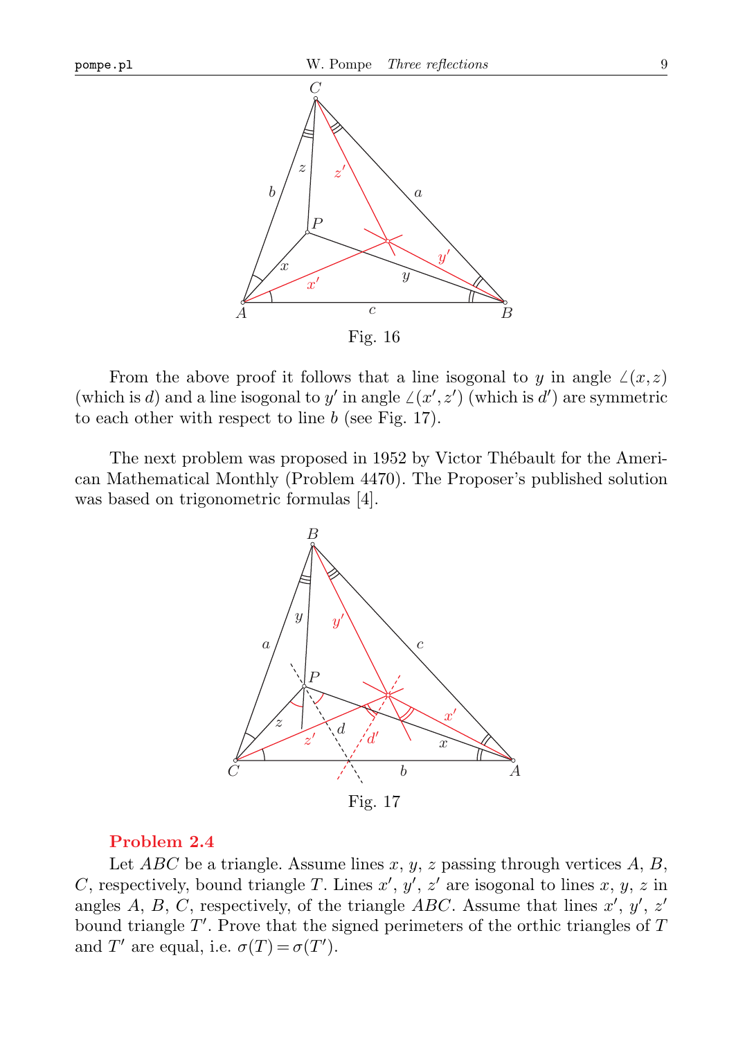Fig. 16

From the above proof it follows that a line isogonal to $y$ in angle $\angle(x,z)$ (which is $d$) and a line isogonal to $y'$ in angle $\angle(x',z')$ (which is $d'$) are symmetric to each other with respect to line $b$ (see Fig. 17).

The next problem was proposed in 1952 by Victor Thébault for the American Mathematical Monthly (Problem 4470). The Proposer's published solution was based on trigonometric formulas [4].

Fig. 17

**Problem 2.4**

Let $ABC$ be a triangle. Assume lines $x$, $y$, $z$ passing through vertices $A$, $B$, $C$, respectively, bound triangle $T$. Lines $x'$, $y'$, $z'$ are isogonal to lines $x$, $y$, $z$ in angles $A$, $B$, $C$, respectively, of the triangle $ABC$. Assume that lines $x'$, $y'$, $z'$ bound triangle $T'$. Prove that the signed perimeters of the orthic triangles of $T$ and $T'$ are equal, i.e. $\sigma(T) = \sigma(T')$.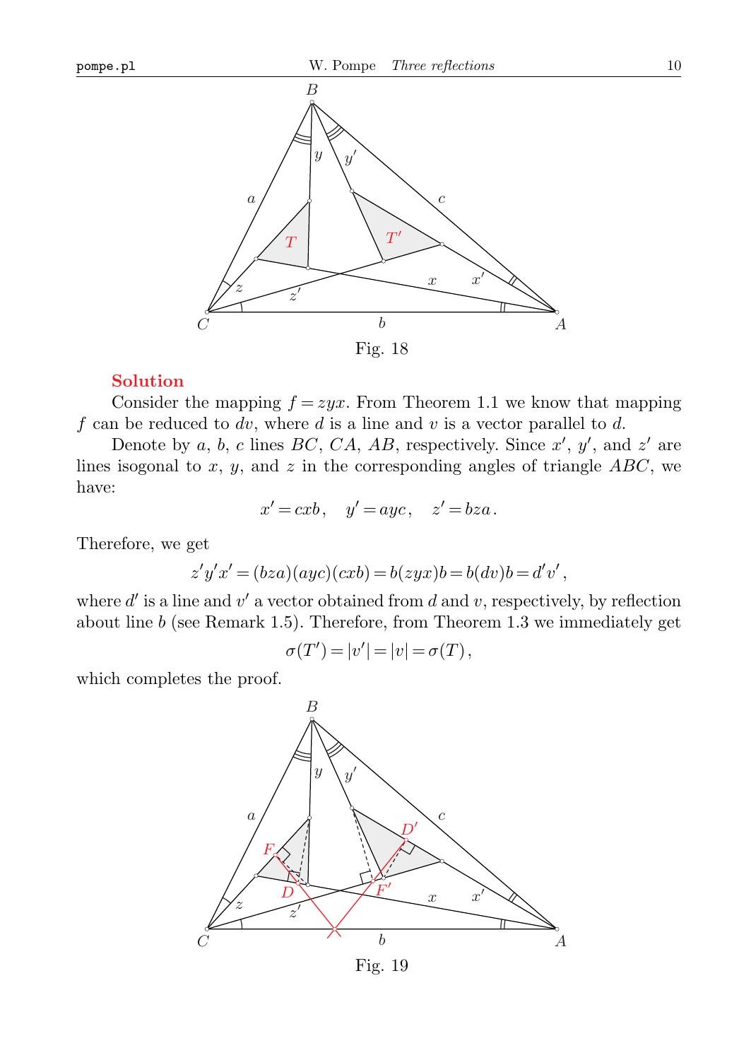Fig. 18

**Solution**

Consider the mapping $f = zyx$. From Theorem 1.1 we know that mapping $f$ can be reduced to $dv$, where $d$ is a line and $v$ is a vector parallel to $d$.

Denote by $a$, $b$, $c$ lines $BC$, $CA$, $AB$, respectively. Since $x'$, $y'$, and $z'$ are lines isogonal to $x$, $y$, and $z$ in the corresponding angles of triangle $ABC$, we have:

$$x' = cxb\,, \quad y' = ayc\,, \quad z' = bza\,.$$

Therefore, we get

$$z'y'x' = (bza)(ayc)(cxb) = b(zyx)b = b(dv)b = d'v'\,,$$

where $d'$ is a line and $v'$ a vector obtained from $d$ and $v$, respectively, by reflection about line $b$ (see Remark 1.5). Therefore, from Theorem 1.3 we immediately get

$$\sigma(T') = |v'| = |v| = \sigma(T)\,,$$

which completes the proof.

Fig. 19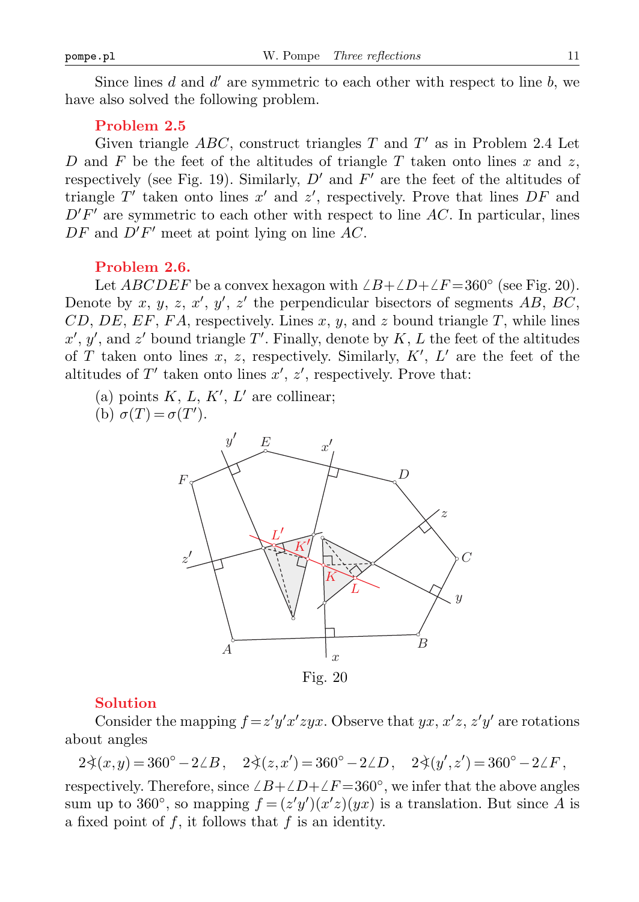Since lines $d$ and $d'$ are symmetric to each other with respect to line $b$, we have also solved the following problem.

### Problem 2.5

Given triangle $ABC$, construct triangles $T$ and $T'$ as in Problem 2.4 Let $D$ and $F$ be the feet of the altitudes of triangle $T$ taken onto lines $x$ and $z$, respectively (see Fig. 19). Similarly, $D'$ and $F'$ are the feet of the altitudes of triangle $T'$ taken onto lines $x'$ and $z'$, respectively. Prove that lines $DF$ and $D'F'$ are symmetric to each other with respect to line $AC$. In particular, lines $DF$ and $D'F'$ meet at point lying on line $AC$.

### Problem 2.6.

Let $ABCDEF$ be a convex hexagon with $\angle B + \angle D + \angle F = 360°$ (see Fig. 20). Denote by $x$, $y$, $z$, $x'$, $y'$, $z'$ the perpendicular bisectors of segments $AB$, $BC$, $CD$, $DE$, $EF$, $FA$, respectively. Lines $x$, $y$, and $z$ bound triangle $T$, while lines $x'$, $y'$, and $z'$ bound triangle $T'$. Finally, denote by $K$, $L$ the feet of the altitudes of $T$ taken onto lines $x$, $z$, respectively. Similarly, $K'$, $L'$ are the feet of the altitudes of $T'$ taken onto lines $x'$, $z'$, respectively. Prove that:

(a) points $K$, $L$, $K'$, $L'$ are collinear;
(b) $\sigma(T) = \sigma(T')$.

Fig. 20

### Solution

Consider the mapping $f = z'y'x'zyx$. Observe that $yx$, $x'z$, $z'y'$ are rotations about angles

$$2\sphericalangle(x,y) = 360° - 2\angle B, \quad 2\sphericalangle(z,x') = 360° - 2\angle D, \quad 2\sphericalangle(y',z') = 360° - 2\angle F,$$

respectively. Therefore, since $\angle B + \angle D + \angle F = 360°$, we infer that the above angles sum up to $360°$, so mapping $f = (z'y')(x'z)(yx)$ is a translation. But since $A$ is a fixed point of $f$, it follows that $f$ is an identity.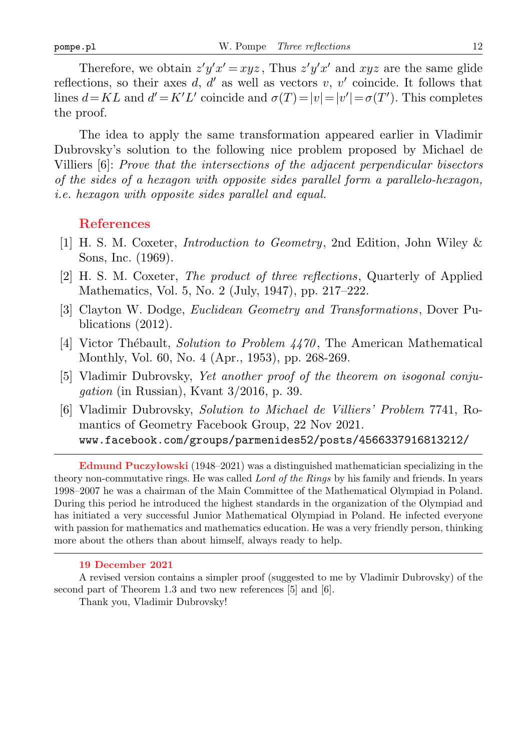Therefore, we obtain $z'y'x' = xyz$, Thus $z'y'x'$ and $xyz$ are the same glide reflections, so their axes $d$, $d'$ as well as vectors $v$, $v'$ coincide. It follows that lines $d = KL$ and $d' = K'L'$ coincide and $\sigma(T) = |v| = |v'| = \sigma(T')$. This completes the proof.

The idea to apply the same transformation appeared earlier in Vladimir Dubrovsky's solution to the following nice problem proposed by Michael de Villiers [6]: *Prove that the intersections of the adjacent perpendicular bisectors of the sides of a hexagon with opposite sides parallel form a parallelo-hexagon, i.e. hexagon with opposite sides parallel and equal.*

## References

[1] H. S. M. Coxeter, *Introduction to Geometry*, 2nd Edition, John Wiley & Sons, Inc. (1969).

[2] H. S. M. Coxeter, *The product of three reflections*, Quarterly of Applied Mathematics, Vol. 5, No. 2 (July, 1947), pp. 217–222.

[3] Clayton W. Dodge, *Euclidean Geometry and Transformations*, Dover Publications (2012).

[4] Victor Thébault, *Solution to Problem 4470*, The American Mathematical Monthly, Vol. 60, No. 4 (Apr., 1953), pp. 268-269.

[5] Vladimir Dubrovsky, *Yet another proof of the theorem on isogonal conjugation* (in Russian), Kvant 3/2016, p. 39.

[6] Vladimir Dubrovsky, *Solution to Michael de Villiers' Problem* 7741, Romantics of Geometry Facebook Group, 22 Nov 2021. www.facebook.com/groups/parmenides52/posts/4566337916813212/

---

**Edmund Puczyłowski** (1948–2021) was a distinguished mathematician specializing in the theory non-commutative rings. He was called *Lord of the Rings* by his family and friends. In years 1998–2007 he was a chairman of the Main Committee of the Mathematical Olympiad in Poland. During this period he introduced the highest standards in the organization of the Olympiad and has initiated a very successful Junior Mathematical Olympiad in Poland. He infected everyone with passion for mathematics and mathematics education. He was a very friendly person, thinking more about the others than about himself, always ready to help.

---

**19 December 2021**

A revised version contains a simpler proof (suggested to me by Vladimir Dubrovsky) of the second part of Theorem 1.3 and two new references [5] and [6].

Thank you, Vladimir Dubrovsky!